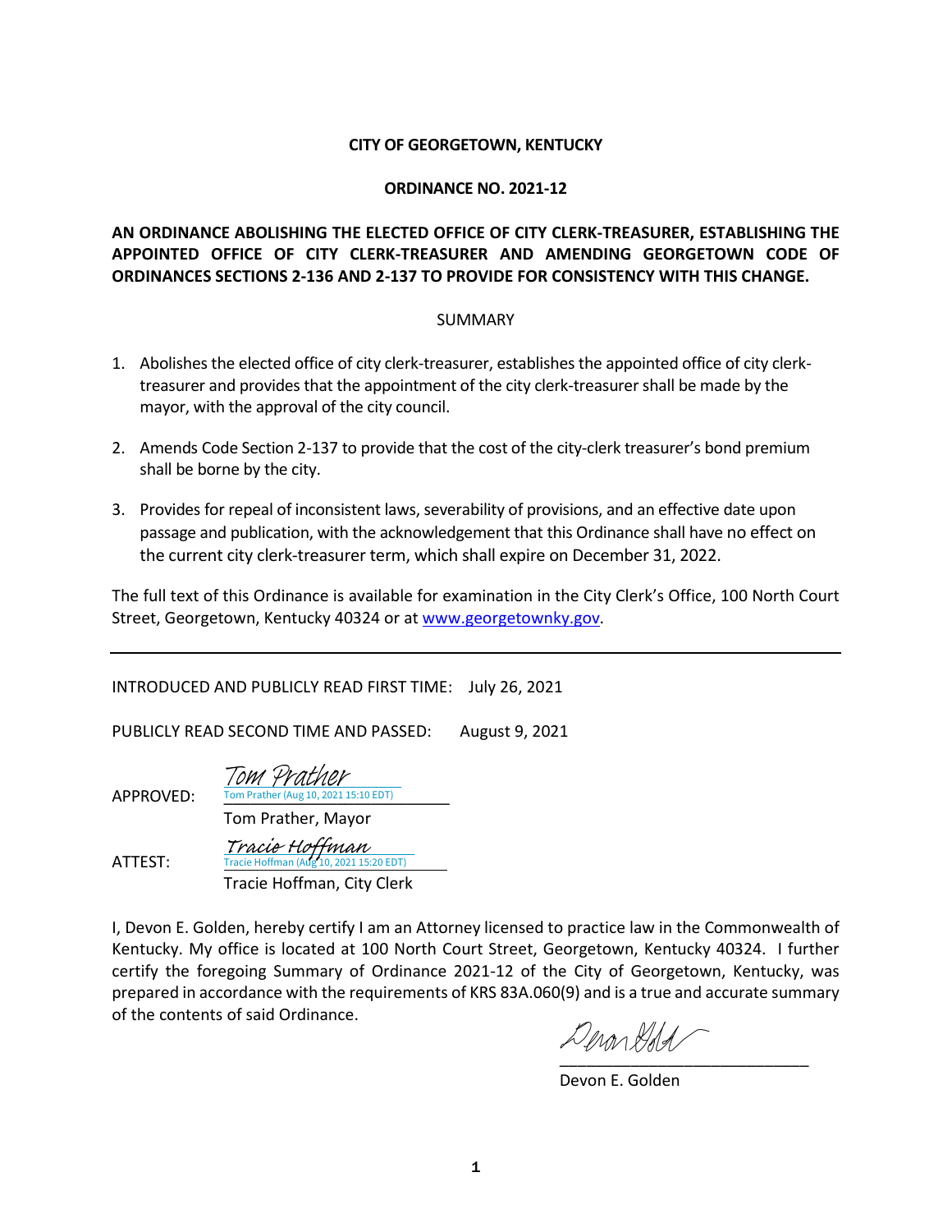**CITY OF GEORGETOWN, KENTUCKY**

**ORDINANCE NO. 2021-12**

**AN ORDINANCE ABOLISHING THE ELECTED OFFICE OF CITY CLERK-TREASURER, ESTABLISHING THE APPOINTED OFFICE OF CITY CLERK-TREASURER AND AMENDING GEORGETOWN CODE OF ORDINANCES SECTIONS 2-136 AND 2-137 TO PROVIDE FOR CONSISTENCY WITH THIS CHANGE.**

SUMMARY

1. Abolishes the elected office of city clerk-treasurer, establishes the appointed office of city clerk-treasurer and provides that the appointment of the city clerk-treasurer shall be made by the mayor, with the approval of the city council.

2. Amends Code Section 2-137 to provide that the cost of the city-clerk treasurer's bond premium shall be borne by the city.

3. Provides for repeal of inconsistent laws, severability of provisions, and an effective date upon passage and publication, with the acknowledgement that this Ordinance shall have no effect on the current city clerk-treasurer term, which shall expire on December 31, 2022.

The full text of this Ordinance is available for examination in the City Clerk's Office, 100 North Court Street, Georgetown, Kentucky 40324 or at www.georgetownky.gov.

---

INTRODUCED AND PUBLICLY READ FIRST TIME: July 26, 2021

PUBLICLY READ SECOND TIME AND PASSED: August 9, 2021

APPROVED: Tom Prather
Tom Prather (Aug 10, 2021 15:10 EDT)
Tom Prather, Mayor

ATTEST: Tracie Hoffman
Tracie Hoffman (Aug 10, 2021 15:20 EDT)
Tracie Hoffman, City Clerk

I, Devon E. Golden, hereby certify I am an Attorney licensed to practice law in the Commonwealth of Kentucky. My office is located at 100 North Court Street, Georgetown, Kentucky 40324. I further certify the foregoing Summary of Ordinance 2021-12 of the City of Georgetown, Kentucky, was prepared in accordance with the requirements of KRS 83A.060(9) and is a true and accurate summary of the contents of said Ordinance.

______________________________
Devon E. Golden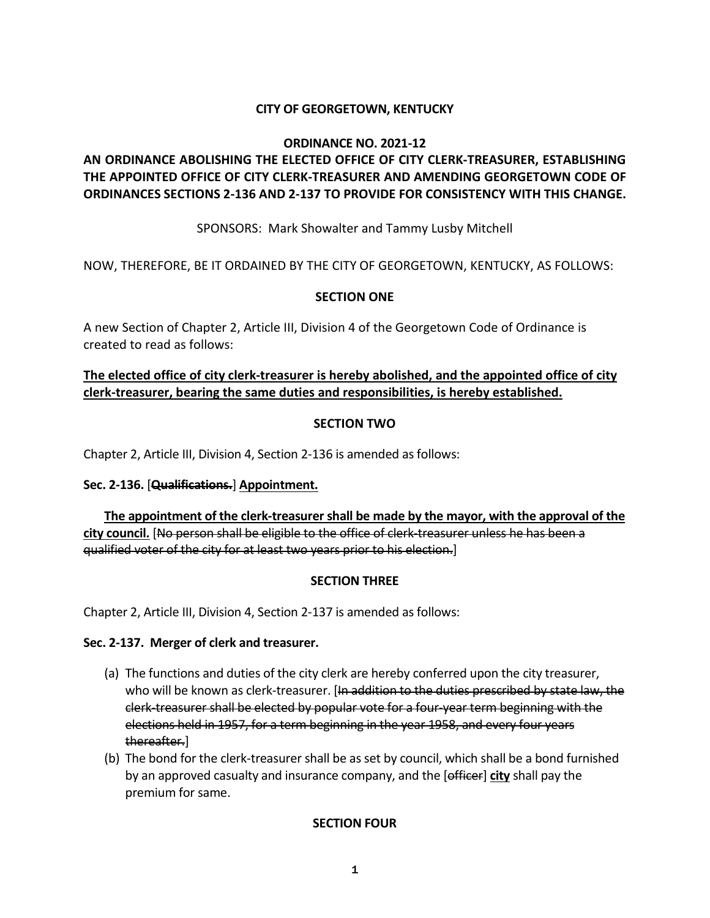**CITY OF GEORGETOWN, KENTUCKY**

**ORDINANCE NO. 2021-12**

**AN ORDINANCE ABOLISHING THE ELECTED OFFICE OF CITY CLERK-TREASURER, ESTABLISHING THE APPOINTED OFFICE OF CITY CLERK-TREASURER AND AMENDING GEORGETOWN CODE OF ORDINANCES SECTIONS 2-136 AND 2-137 TO PROVIDE FOR CONSISTENCY WITH THIS CHANGE.**

SPONSORS: Mark Showalter and Tammy Lusby Mitchell

NOW, THEREFORE, BE IT ORDAINED BY THE CITY OF GEORGETOWN, KENTUCKY, AS FOLLOWS:

**SECTION ONE**

A new Section of Chapter 2, Article III, Division 4 of the Georgetown Code of Ordinance is created to read as follows:

**<u>The elected office of city clerk-treasurer is hereby abolished, and the appointed office of city clerk-treasurer, bearing the same duties and responsibilities, is hereby established.</u>**

**SECTION TWO**

Chapter 2, Article III, Division 4, Section 2-136 is amended as follows:

**Sec. 2-136.** [~~**Qualifications.**~~] **<u>Appointment.</u>**

**<u>The appointment of the clerk-treasurer shall be made by the mayor, with the approval of the city council.</u>** [~~No person shall be eligible to the office of clerk-treasurer unless he has been a qualified voter of the city for at least two years prior to his election.~~]

**SECTION THREE**

Chapter 2, Article III, Division 4, Section 2-137 is amended as follows:

**Sec. 2-137. Merger of clerk and treasurer.**

(a) The functions and duties of the city clerk are hereby conferred upon the city treasurer, who will be known as clerk-treasurer. [~~In addition to the duties prescribed by state law, the clerk-treasurer shall be elected by popular vote for a four-year term beginning with the elections held in 1957, for a term beginning in the year 1958, and every four years thereafter.~~]

(b) The bond for the clerk-treasurer shall be as set by council, which shall be a bond furnished by an approved casualty and insurance company, and the [~~officer~~] **<u>city</u>** shall pay the premium for same.

**SECTION FOUR**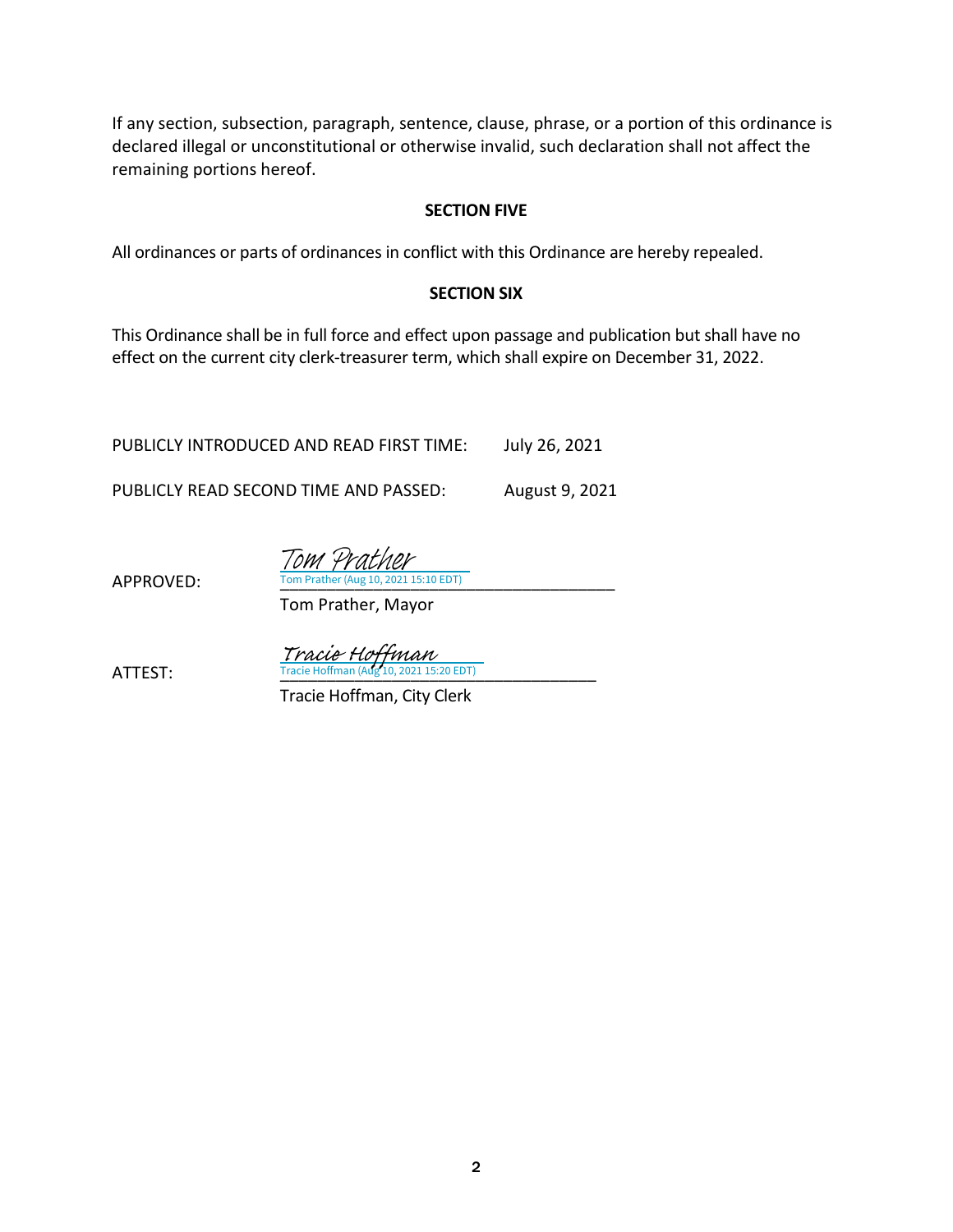If any section, subsection, paragraph, sentence, clause, phrase, or a portion of this ordinance is declared illegal or unconstitutional or otherwise invalid, such declaration shall not affect the remaining portions hereof.

**SECTION FIVE**

All ordinances or parts of ordinances in conflict with this Ordinance are hereby repealed.

**SECTION SIX**

This Ordinance shall be in full force and effect upon passage and publication but shall have no effect on the current city clerk-treasurer term, which shall expire on December 31, 2022.

PUBLICLY INTRODUCED AND READ FIRST TIME: July 26, 2021

PUBLICLY READ SECOND TIME AND PASSED: August 9, 2021

APPROVED: *Tom Prather*
Tom Prather (Aug 10, 2021 15:10 EDT)
Tom Prather, Mayor

ATTEST: *Tracie Hoffman*
Tracie Hoffman (Aug 10, 2021 15:20 EDT)
Tracie Hoffman, City Clerk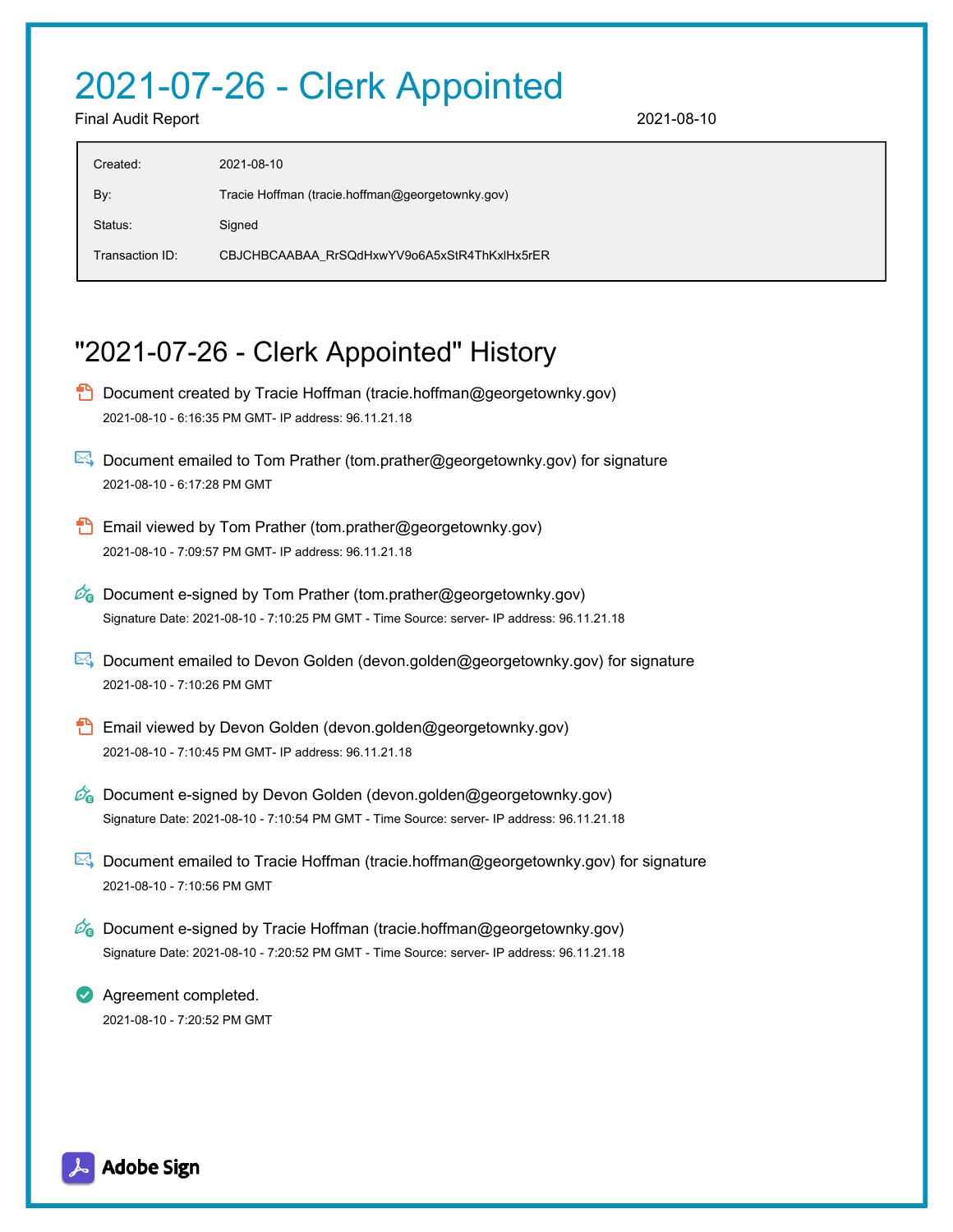# 2021-07-26 - Clerk Appointed

Final Audit Report 2021-08-10

| | |
|---|---|
| Created: | 2021-08-10 |
| By: | Tracie Hoffman (tracie.hoffman@georgetownky.gov) |
| Status: | Signed |
| Transaction ID: | CBJCHBCAABAA_RrSQdHxwYV9o6A5xStR4ThKxlHx5rER |

## "2021-07-26 - Clerk Appointed" History

- Document created by Tracie Hoffman (tracie.hoffman@georgetownky.gov)
  2021-08-10 - 6:16:35 PM GMT- IP address: 96.11.21.18

- Document emailed to Tom Prather (tom.prather@georgetownky.gov) for signature
  2021-08-10 - 6:17:28 PM GMT

- Email viewed by Tom Prather (tom.prather@georgetownky.gov)
  2021-08-10 - 7:09:57 PM GMT- IP address: 96.11.21.18

- Document e-signed by Tom Prather (tom.prather@georgetownky.gov)
  Signature Date: 2021-08-10 - 7:10:25 PM GMT - Time Source: server- IP address: 96.11.21.18

- Document emailed to Devon Golden (devon.golden@georgetownky.gov) for signature
  2021-08-10 - 7:10:26 PM GMT

- Email viewed by Devon Golden (devon.golden@georgetownky.gov)
  2021-08-10 - 7:10:45 PM GMT- IP address: 96.11.21.18

- Document e-signed by Devon Golden (devon.golden@georgetownky.gov)
  Signature Date: 2021-08-10 - 7:10:54 PM GMT - Time Source: server- IP address: 96.11.21.18

- Document emailed to Tracie Hoffman (tracie.hoffman@georgetownky.gov) for signature
  2021-08-10 - 7:10:56 PM GMT

- Document e-signed by Tracie Hoffman (tracie.hoffman@georgetownky.gov)
  Signature Date: 2021-08-10 - 7:20:52 PM GMT - Time Source: server- IP address: 96.11.21.18

- Agreement completed.
  2021-08-10 - 7:20:52 PM GMT

Adobe Sign